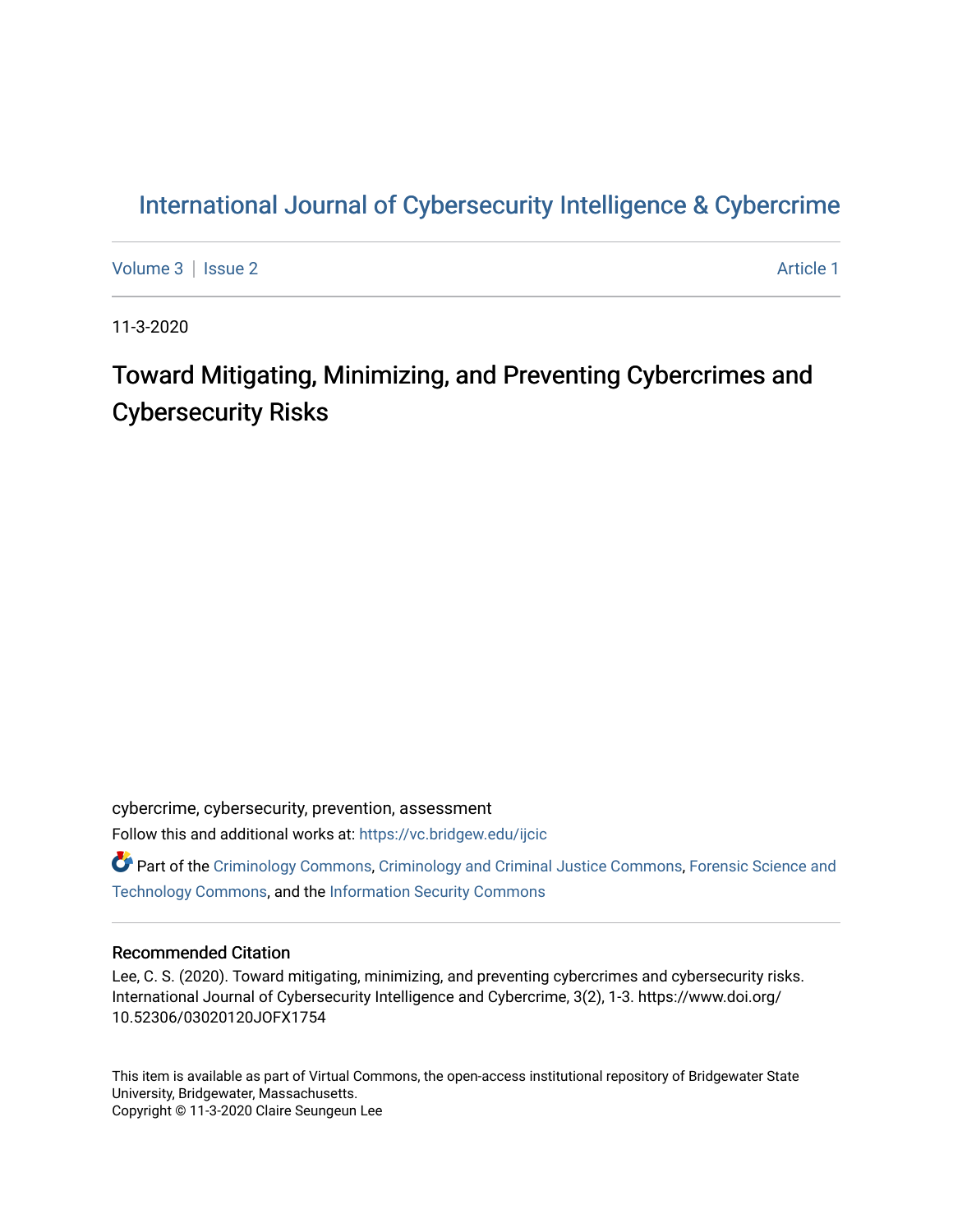# International Journal of Cybersecurity Intelligence & Cybercrime

Volume 3 | Issue 2 | Article 1

11-3-2020

## Toward Mitigating, Minimizing, and Preventing Cybercrimes and Cybersecurity Risks

cybercrime, cybersecurity, prevention, assessment

Follow this and additional works at: https://vc.bridgew.edu/ijcic

Part of the Criminology Commons, Criminology and Criminal Justice Commons, Forensic Science and Technology Commons, and the Information Security Commons

### Recommended Citation

Lee, C. S. (2020). Toward mitigating, minimizing, and preventing cybercrimes and cybersecurity risks. International Journal of Cybersecurity Intelligence and Cybercrime, 3(2), 1-3. https://www.doi.org/10.52306/03020120JOFX1754

This item is available as part of Virtual Commons, the open-access institutional repository of Bridgewater State University, Bridgewater, Massachusetts.
Copyright © 11-3-2020 Claire Seungeun Lee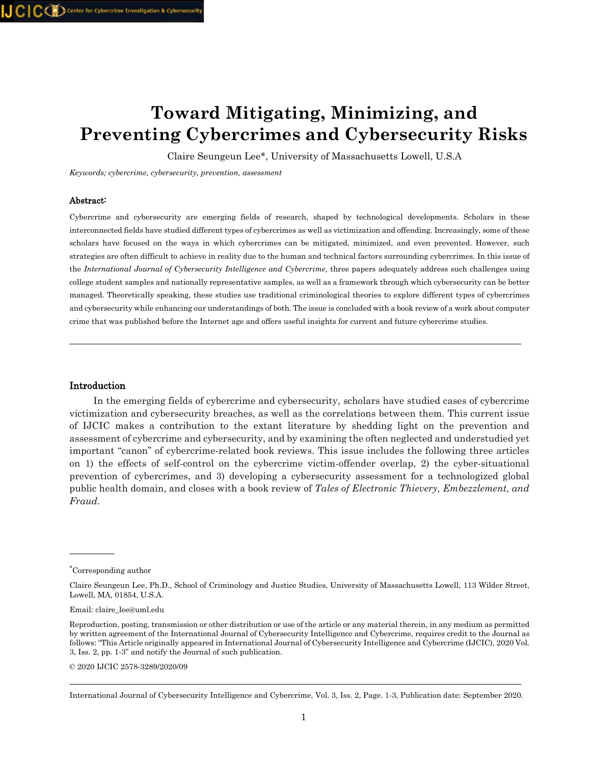# Toward Mitigating, Minimizing, and Preventing Cybercrimes and Cybersecurity Risks

Claire Seungeun Lee*, University of Massachusetts Lowell, U.S.A

*Keywords; cybercrime, cybersecurity, prevention, assessment*

## Abstract:

Cybercrime and cybersecurity are emerging fields of research, shaped by technological developments. Scholars in these interconnected fields have studied different types of cybercrimes as well as victimization and offending. Increasingly, some of these scholars have focused on the ways in which cybercrimes can be mitigated, minimized, and even prevented. However, such strategies are often difficult to achieve in reality due to the human and technical factors surrounding cybercrimes. In this issue of the *International Journal of Cybersecurity Intelligence and Cybercrime*, three papers adequately address such challenges using college student samples and nationally representative samples, as well as a framework through which cybersecurity can be better managed. Theoretically speaking, these studies use traditional criminological theories to explore different types of cybercrimes and cybersecurity while enhancing our understandings of both. The issue is concluded with a book review of a work about computer crime that was published before the Internet age and offers useful insights for current and future cybercrime studies.

---

## Introduction

In the emerging fields of cybercrime and cybersecurity, scholars have studied cases of cybercrime victimization and cybersecurity breaches, as well as the correlations between them. This current issue of IJCIC makes a contribution to the extant literature by shedding light on the prevention and assessment of cybercrime and cybersecurity, and by examining the often neglected and understudied yet important "canon" of cybercrime-related book reviews. This issue includes the following three articles on 1) the effects of self-control on the cybercrime victim-offender overlap, 2) the cyber-situational prevention of cybercrimes, and 3) developing a cybersecurity assessment for a technologized global public health domain, and closes with a book review of *Tales of Electronic Thievery, Embezzlement, and Fraud.*

---

*Corresponding author

Claire Seungeun Lee, Ph.D., School of Criminology and Justice Studies, University of Massachusetts Lowell, 113 Wilder Street, Lowell, MA, 01854, U.S.A.

Email: claire_lee@uml.edu

Reproduction, posting, transmission or other distribution or use of the article or any material therein, in any medium as permitted by written agreement of the International Journal of Cybersecurity Intelligence and Cybercrime, requires credit to the Journal as follows: "This Article originally appeared in International Journal of Cybersecurity Intelligence and Cybercrime (IJCIC), 2020 Vol. 3, Iss. 2, pp. 1-3" and notify the Journal of such publication.

© 2020 IJCIC 2578-3289/2020/09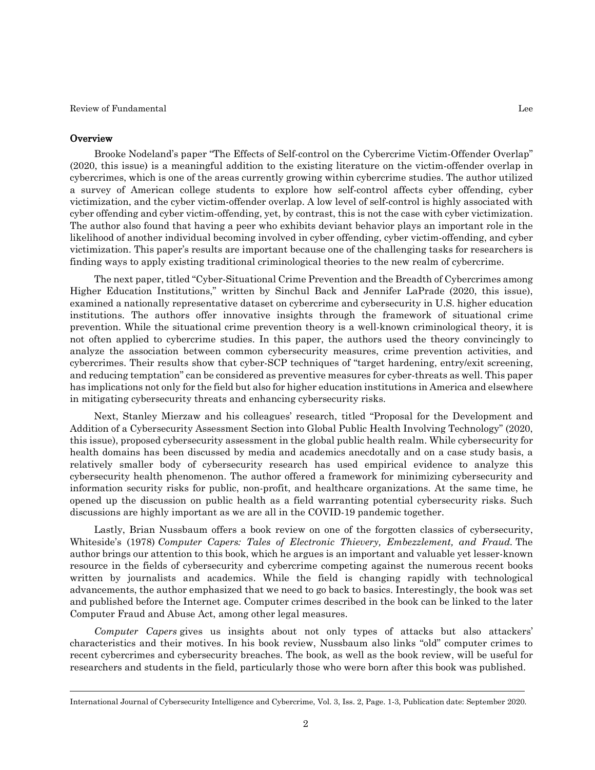## Overview

Brooke Nodeland's paper "The Effects of Self-control on the Cybercrime Victim-Offender Overlap" (2020, this issue) is a meaningful addition to the existing literature on the victim-offender overlap in cybercrimes, which is one of the areas currently growing within cybercrime studies. The author utilized a survey of American college students to explore how self-control affects cyber offending, cyber victimization, and the cyber victim-offender overlap. A low level of self-control is highly associated with cyber offending and cyber victim-offending, yet, by contrast, this is not the case with cyber victimization. The author also found that having a peer who exhibits deviant behavior plays an important role in the likelihood of another individual becoming involved in cyber offending, cyber victim-offending, and cyber victimization. This paper's results are important because one of the challenging tasks for researchers is finding ways to apply existing traditional criminological theories to the new realm of cybercrime.

The next paper, titled "Cyber-Situational Crime Prevention and the Breadth of Cybercrimes among Higher Education Institutions," written by Sinchul Back and Jennifer LaPrade (2020, this issue), examined a nationally representative dataset on cybercrime and cybersecurity in U.S. higher education institutions. The authors offer innovative insights through the framework of situational crime prevention. While the situational crime prevention theory is a well-known criminological theory, it is not often applied to cybercrime studies. In this paper, the authors used the theory convincingly to analyze the association between common cybersecurity measures, crime prevention activities, and cybercrimes. Their results show that cyber-SCP techniques of "target hardening, entry/exit screening, and reducing temptation" can be considered as preventive measures for cyber-threats as well. This paper has implications not only for the field but also for higher education institutions in America and elsewhere in mitigating cybersecurity threats and enhancing cybersecurity risks.

Next, Stanley Mierzaw and his colleagues' research, titled "Proposal for the Development and Addition of a Cybersecurity Assessment Section into Global Public Health Involving Technology" (2020, this issue), proposed cybersecurity assessment in the global public health realm. While cybersecurity for health domains has been discussed by media and academics anecdotally and on a case study basis, a relatively smaller body of cybersecurity research has used empirical evidence to analyze this cybersecurity health phenomenon. The author offered a framework for minimizing cybersecurity and information security risks for public, non-profit, and healthcare organizations. At the same time, he opened up the discussion on public health as a field warranting potential cybersecurity risks. Such discussions are highly important as we are all in the COVID-19 pandemic together.

Lastly, Brian Nussbaum offers a book review on one of the forgotten classics of cybersecurity, Whiteside's (1978) *Computer Capers: Tales of Electronic Thievery, Embezzlement, and Fraud.* The author brings our attention to this book, which he argues is an important and valuable yet lesser-known resource in the fields of cybersecurity and cybercrime competing against the numerous recent books written by journalists and academics. While the field is changing rapidly with technological advancements, the author emphasized that we need to go back to basics. Interestingly, the book was set and published before the Internet age. Computer crimes described in the book can be linked to the later Computer Fraud and Abuse Act, among other legal measures.

*Computer Capers* gives us insights about not only types of attacks but also attackers' characteristics and their motives. In his book review, Nussbaum also links "old" computer crimes to recent cybercrimes and cybersecurity breaches. The book, as well as the book review, will be useful for researchers and students in the field, particularly those who were born after this book was published.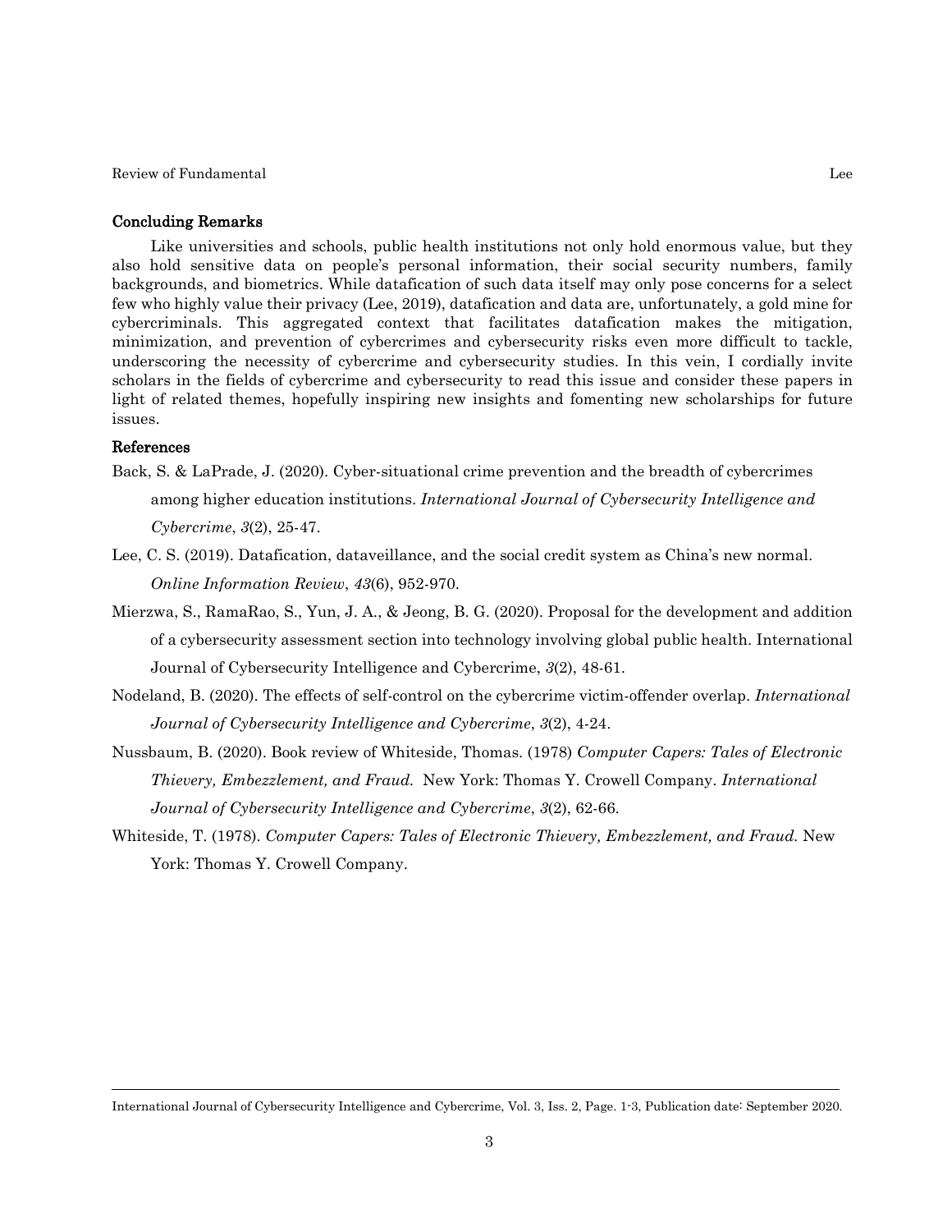## Concluding Remarks

Like universities and schools, public health institutions not only hold enormous value, but they also hold sensitive data on people's personal information, their social security numbers, family backgrounds, and biometrics. While datafication of such data itself may only pose concerns for a select few who highly value their privacy (Lee, 2019), datafication and data are, unfortunately, a gold mine for cybercriminals. This aggregated context that facilitates datafication makes the mitigation, minimization, and prevention of cybercrimes and cybersecurity risks even more difficult to tackle, underscoring the necessity of cybercrime and cybersecurity studies. In this vein, I cordially invite scholars in the fields of cybercrime and cybersecurity to read this issue and consider these papers in light of related themes, hopefully inspiring new insights and fomenting new scholarships for future issues.

## References

Back, S. & LaPrade, J. (2020). Cyber-situational crime prevention and the breadth of cybercrimes among higher education institutions. *International Journal of Cybersecurity Intelligence and Cybercrime*, *3*(2), 25-47.

Lee, C. S. (2019). Datafication, dataveillance, and the social credit system as China's new normal. *Online Information Review*, *43*(6), 952-970.

Mierzwa, S., RamaRao, S., Yun, J. A., & Jeong, B. G. (2020). Proposal for the development and addition of a cybersecurity assessment section into technology involving global public health. International Journal of Cybersecurity Intelligence and Cybercrime, *3*(2), 48-61.

Nodeland, B. (2020). The effects of self-control on the cybercrime victim-offender overlap. *International Journal of Cybersecurity Intelligence and Cybercrime*, *3*(2), 4-24.

Nussbaum, B. (2020). Book review of Whiteside, Thomas. (1978) *Computer Capers: Tales of Electronic Thievery, Embezzlement, and Fraud.* New York: Thomas Y. Crowell Company. *International Journal of Cybersecurity Intelligence and Cybercrime*, *3*(2), 62-66.

Whiteside, T. (1978). *Computer Capers: Tales of Electronic Thievery, Embezzlement, and Fraud.* New York: Thomas Y. Crowell Company.